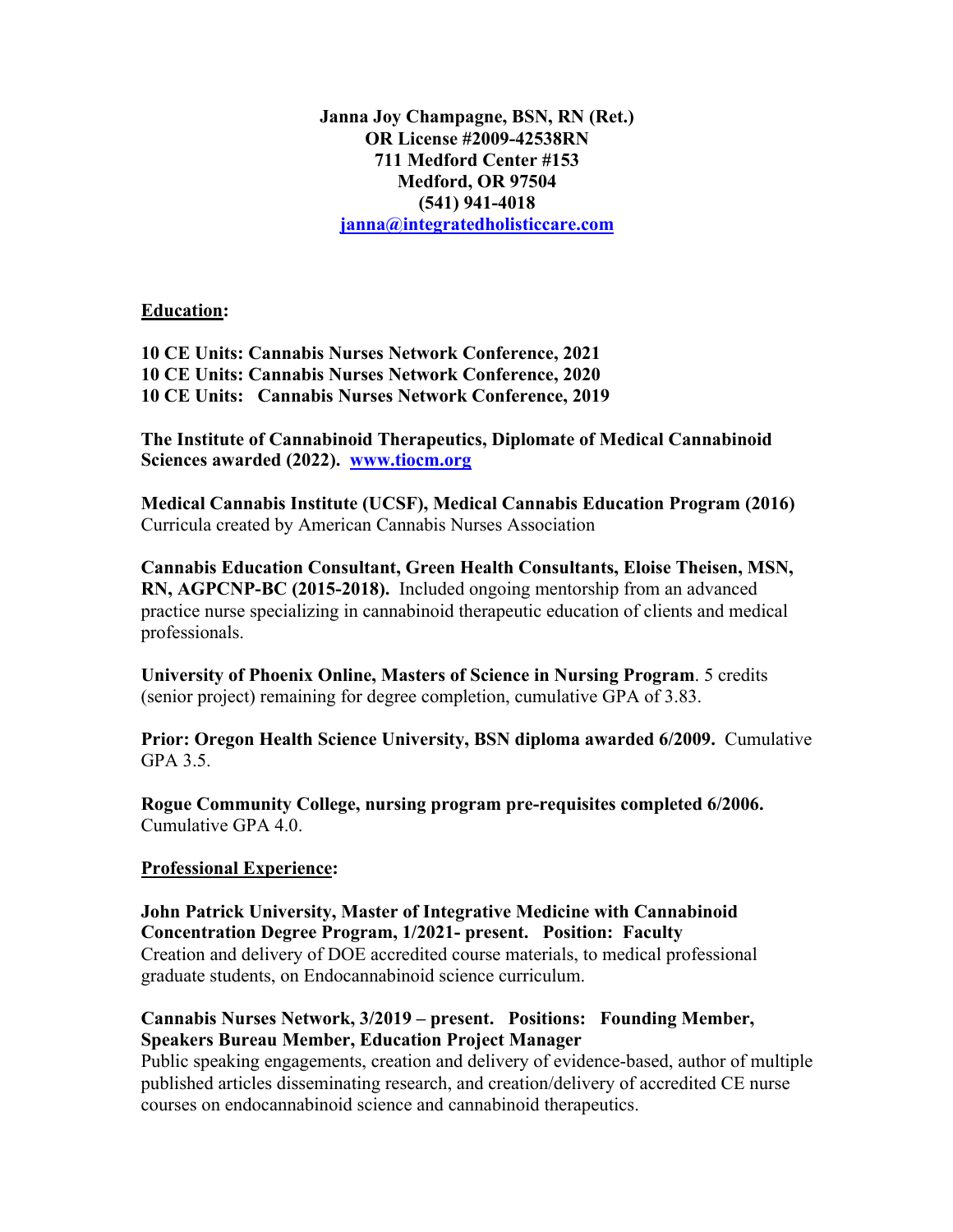**Janna Joy Champagne, BSN, RN (Ret.)**
**OR License #2009-42538RN**
**711 Medford Center #153**
**Medford, OR 97504**
**(541) 941-4018**
**[janna@integratedholisticcare.com](mailto:janna@integratedholisticcare.com)**

## Education:

**10 CE Units: Cannabis Nurses Network Conference, 2021**
**10 CE Units: Cannabis Nurses Network Conference, 2020**
**10 CE Units: Cannabis Nurses Network Conference, 2019**

**The Institute of Cannabinoid Therapeutics, Diplomate of Medical Cannabinoid Sciences awarded (2022). [www.tiocm.org](http://www.tiocm.org)**

**Medical Cannabis Institute (UCSF), Medical Cannabis Education Program (2016)**
Curricula created by American Cannabis Nurses Association

**Cannabis Education Consultant, Green Health Consultants, Eloise Theisen, MSN, RN, AGPCNP-BC (2015-2018).** Included ongoing mentorship from an advanced practice nurse specializing in cannabinoid therapeutic education of clients and medical professionals.

**University of Phoenix Online, Masters of Science in Nursing Program**. 5 credits (senior project) remaining for degree completion, cumulative GPA of 3.83.

**Prior: Oregon Health Science University, BSN diploma awarded 6/2009.** Cumulative GPA 3.5.

**Rogue Community College, nursing program pre-requisites completed 6/2006.** Cumulative GPA 4.0.

## Professional Experience:

**John Patrick University, Master of Integrative Medicine with Cannabinoid Concentration Degree Program, 1/2021- present. Position: Faculty**
Creation and delivery of DOE accredited course materials, to medical professional graduate students, on Endocannabinoid science curriculum.

**Cannabis Nurses Network, 3/2019 – present. Positions: Founding Member, Speakers Bureau Member, Education Project Manager**
Public speaking engagements, creation and delivery of evidence-based, author of multiple published articles disseminating research, and creation/delivery of accredited CE nurse courses on endocannabinoid science and cannabinoid therapeutics.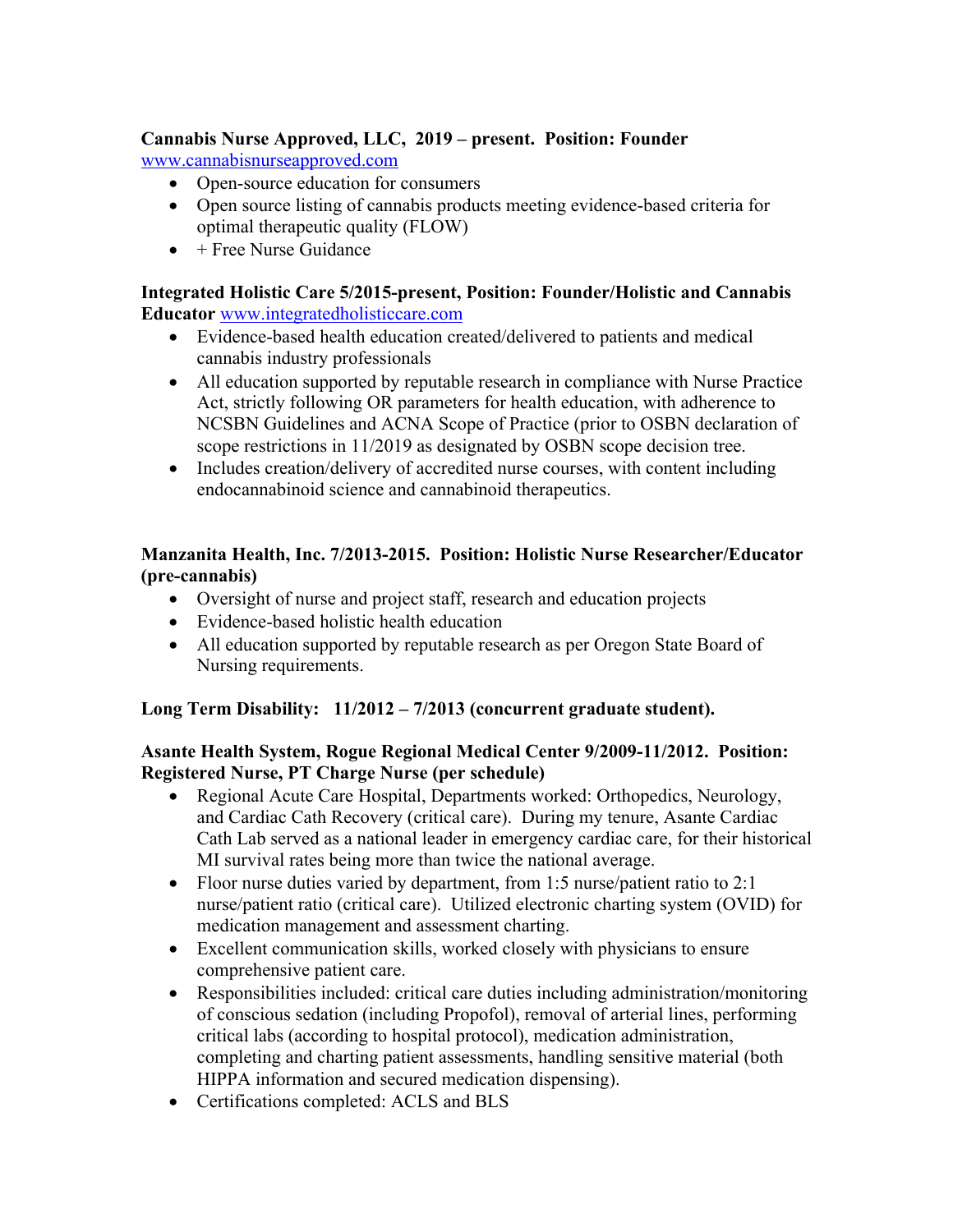**Cannabis Nurse Approved, LLC, 2019 – present. Position: Founder**
www.cannabisnurseapproved.com

- Open-source education for consumers
- Open source listing of cannabis products meeting evidence-based criteria for optimal therapeutic quality (FLOW)
- + Free Nurse Guidance

**Integrated Holistic Care 5/2015-present, Position: Founder/Holistic and Cannabis Educator** www.integratedholisticcare.com

- Evidence-based health education created/delivered to patients and medical cannabis industry professionals
- All education supported by reputable research in compliance with Nurse Practice Act, strictly following OR parameters for health education, with adherence to NCSBN Guidelines and ACNA Scope of Practice (prior to OSBN declaration of scope restrictions in 11/2019 as designated by OSBN scope decision tree.
- Includes creation/delivery of accredited nurse courses, with content including endocannabinoid science and cannabinoid therapeutics.

**Manzanita Health, Inc. 7/2013-2015. Position: Holistic Nurse Researcher/Educator (pre-cannabis)**

- Oversight of nurse and project staff, research and education projects
- Evidence-based holistic health education
- All education supported by reputable research as per Oregon State Board of Nursing requirements.

**Long Term Disability: 11/2012 – 7/2013 (concurrent graduate student).**

**Asante Health System, Rogue Regional Medical Center 9/2009-11/2012. Position: Registered Nurse, PT Charge Nurse (per schedule)**

- Regional Acute Care Hospital, Departments worked: Orthopedics, Neurology, and Cardiac Cath Recovery (critical care). During my tenure, Asante Cardiac Cath Lab served as a national leader in emergency cardiac care, for their historical MI survival rates being more than twice the national average.
- Floor nurse duties varied by department, from 1:5 nurse/patient ratio to 2:1 nurse/patient ratio (critical care). Utilized electronic charting system (OVID) for medication management and assessment charting.
- Excellent communication skills, worked closely with physicians to ensure comprehensive patient care.
- Responsibilities included: critical care duties including administration/monitoring of conscious sedation (including Propofol), removal of arterial lines, performing critical labs (according to hospital protocol), medication administration, completing and charting patient assessments, handling sensitive material (both HIPPA information and secured medication dispensing).
- Certifications completed: ACLS and BLS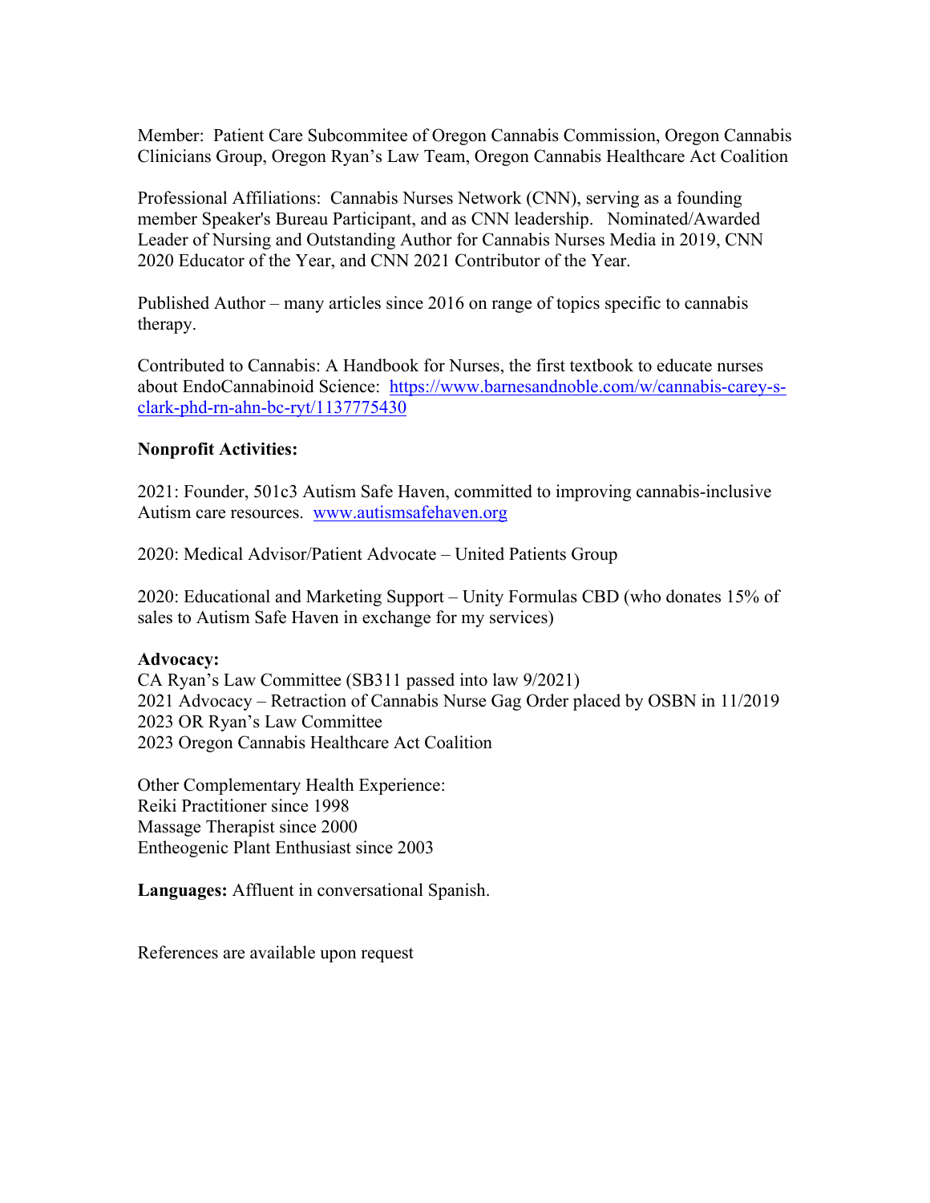Member: Patient Care Subcommitee of Oregon Cannabis Commission, Oregon Cannabis Clinicians Group, Oregon Ryan's Law Team, Oregon Cannabis Healthcare Act Coalition

Professional Affiliations: Cannabis Nurses Network (CNN), serving as a founding member Speaker's Bureau Participant, and as CNN leadership. Nominated/Awarded Leader of Nursing and Outstanding Author for Cannabis Nurses Media in 2019, CNN 2020 Educator of the Year, and CNN 2021 Contributor of the Year.

Published Author – many articles since 2016 on range of topics specific to cannabis therapy.

Contributed to Cannabis: A Handbook for Nurses, the first textbook to educate nurses about EndoCannabinoid Science: [https://www.barnesandnoble.com/w/cannabis-carey-s-clark-phd-rn-ahn-bc-ryt/1137775430](https://www.barnesandnoble.com/w/cannabis-carey-s-clark-phd-rn-ahn-bc-ryt/1137775430)

**Nonprofit Activities:**

2021: Founder, 501c3 Autism Safe Haven, committed to improving cannabis-inclusive Autism care resources. [www.autismsafehaven.org](http://www.autismsafehaven.org)

2020: Medical Advisor/Patient Advocate – United Patients Group

2020: Educational and Marketing Support – Unity Formulas CBD (who donates 15% of sales to Autism Safe Haven in exchange for my services)

**Advocacy:**
CA Ryan's Law Committee (SB311 passed into law 9/2021)
2021 Advocacy – Retraction of Cannabis Nurse Gag Order placed by OSBN in 11/2019
2023 OR Ryan's Law Committee
2023 Oregon Cannabis Healthcare Act Coalition

Other Complementary Health Experience:
Reiki Practitioner since 1998
Massage Therapist since 2000
Entheogenic Plant Enthusiast since 2003

**Languages:** Affluent in conversational Spanish.

References are available upon request